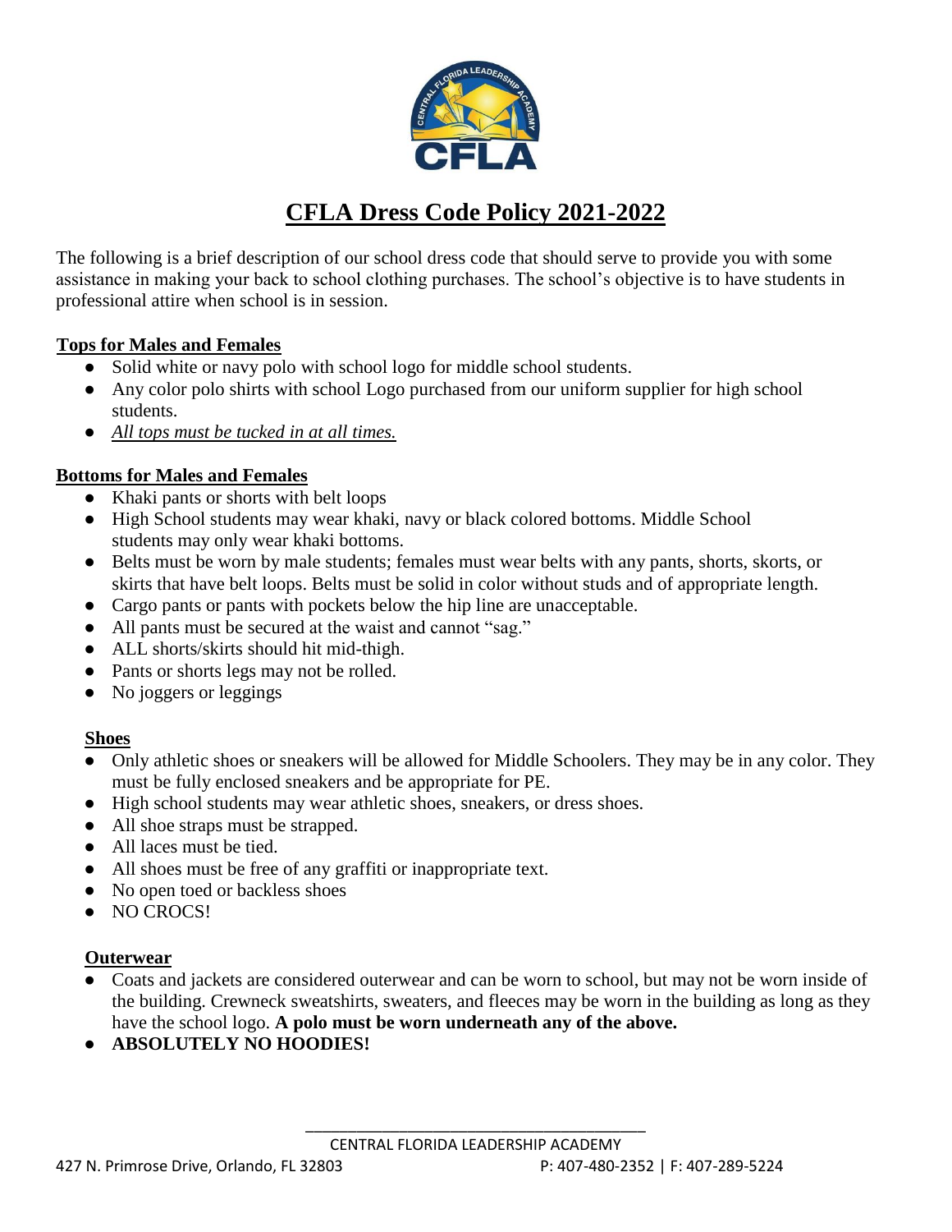# CFLA Dress Code Policy 2021-2022

The following is a brief description of our school dress code that should serve to provide you with some assistance in making your back to school clothing purchases. The school's objective is to have students in professional attire when school is in session.

## Tops for Males and Females

- Solid white or navy polo with school logo for middle school students.
- Any color polo shirts with school Logo purchased from our uniform supplier for high school students.
- *All tops must be tucked in at all times.*

## Bottoms for Males and Females

- Khaki pants or shorts with belt loops
- High School students may wear khaki, navy or black colored bottoms. Middle School students may only wear khaki bottoms.
- Belts must be worn by male students; females must wear belts with any pants, shorts, skorts, or skirts that have belt loops. Belts must be solid in color without studs and of appropriate length.
- Cargo pants or pants with pockets below the hip line are unacceptable.
- All pants must be secured at the waist and cannot "sag."
- ALL shorts/skirts should hit mid-thigh.
- Pants or shorts legs may not be rolled.
- No joggers or leggings

## Shoes

- Only athletic shoes or sneakers will be allowed for Middle Schoolers. They may be in any color. They must be fully enclosed sneakers and be appropriate for PE.
- High school students may wear athletic shoes, sneakers, or dress shoes.
- All shoe straps must be strapped.
- All laces must be tied.
- All shoes must be free of any graffiti or inappropriate text.
- No open toed or backless shoes
- NO CROCS!

## Outerwear

- Coats and jackets are considered outerwear and can be worn to school, but may not be worn inside of the building. Crewneck sweatshirts, sweaters, and fleeces may be worn in the building as long as they have the school logo. **A polo must be worn underneath any of the above.**
- **ABSOLUTELY NO HOODIES!**

CENTRAL FLORIDA LEADERSHIP ACADEMY
427 N. Primrose Drive, Orlando, FL 32803 P: 407-480-2352 | F: 407-289-5224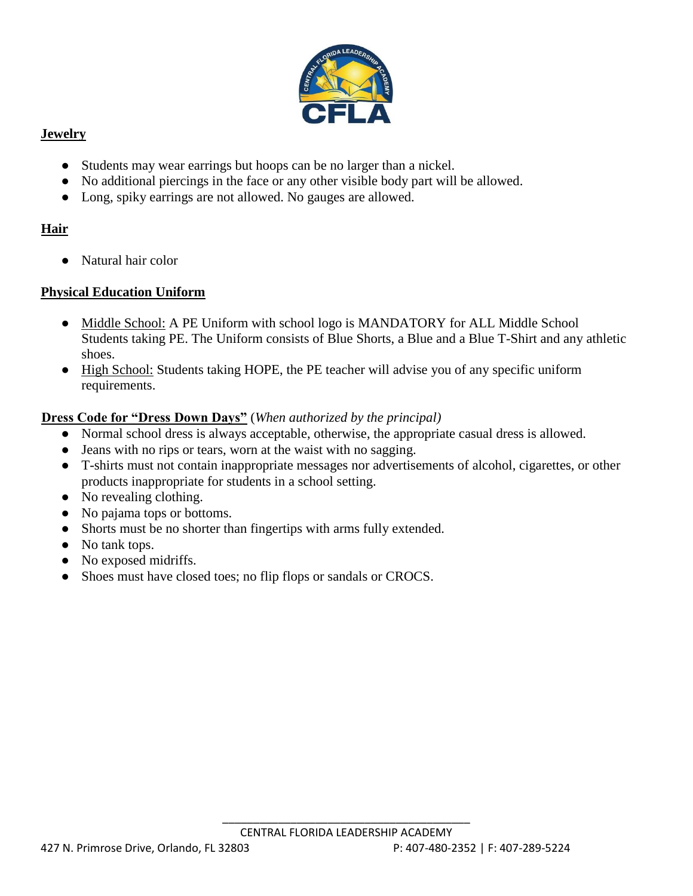## Jewelry

- Students may wear earrings but hoops can be no larger than a nickel.
- No additional piercings in the face or any other visible body part will be allowed.
- Long, spiky earrings are not allowed. No gauges are allowed.

## Hair

- Natural hair color

## Physical Education Uniform

- Middle School: A PE Uniform with school logo is MANDATORY for ALL Middle School Students taking PE. The Uniform consists of Blue Shorts, a Blue and a Blue T-Shirt and any athletic shoes.
- High School: Students taking HOPE, the PE teacher will advise you of any specific uniform requirements.

## Dress Code for "Dress Down Days" (*When authorized by the principal)*

- Normal school dress is always acceptable, otherwise, the appropriate casual dress is allowed.
- Jeans with no rips or tears, worn at the waist with no sagging.
- T-shirts must not contain inappropriate messages nor advertisements of alcohol, cigarettes, or other products inappropriate for students in a school setting.
- No revealing clothing.
- No pajama tops or bottoms.
- Shorts must be no shorter than fingertips with arms fully extended.
- No tank tops.
- No exposed midriffs.
- Shoes must have closed toes; no flip flops or sandals or CROCS.